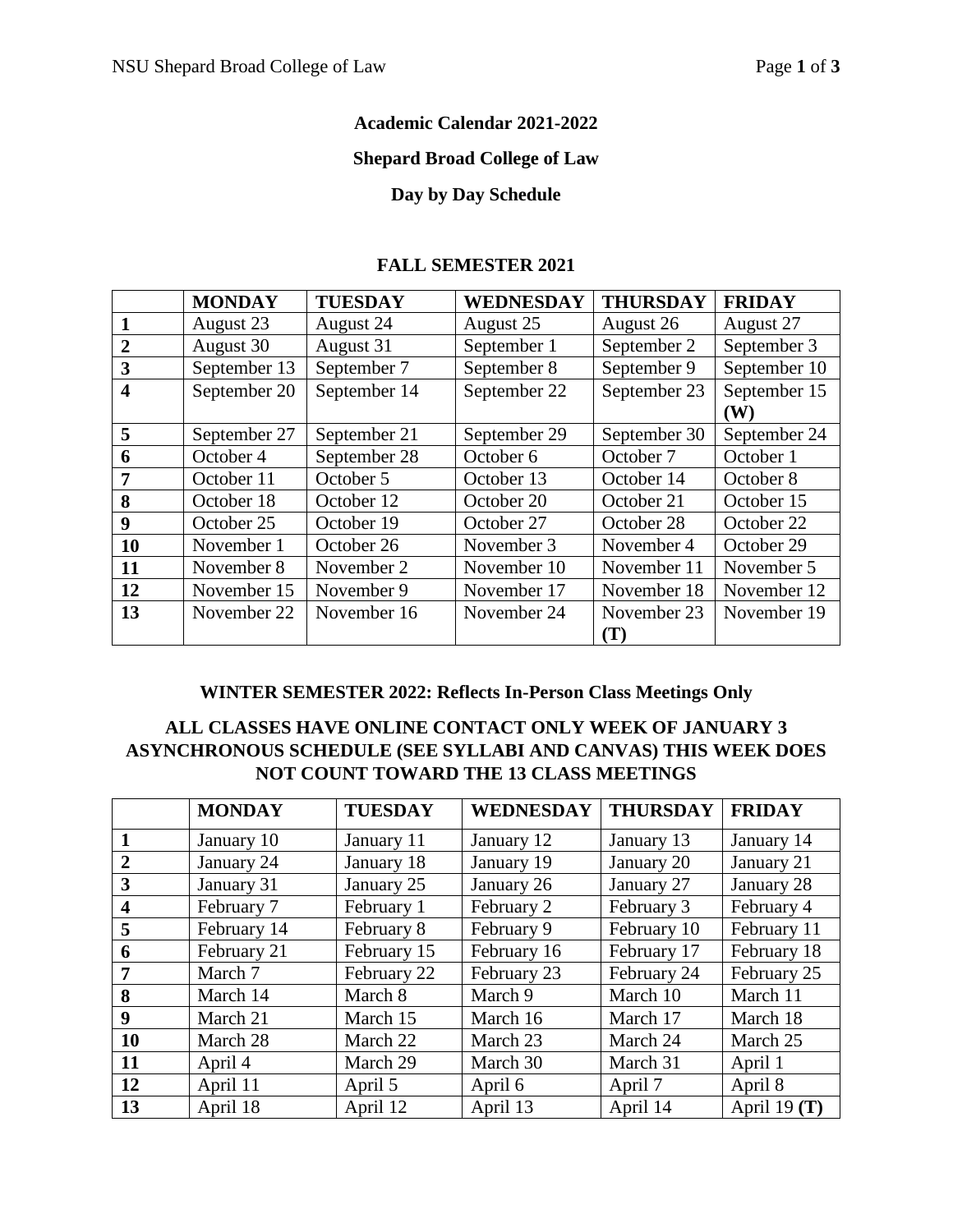**Academic Calendar 2021-2022**

**Shepard Broad College of Law**

**Day by Day Schedule**

## FALL SEMESTER 2021

| | MONDAY | TUESDAY | WEDNESDAY | THURSDAY | FRIDAY |
|---|---|---|---|---|---|
| **1** | August 23 | August 24 | August 25 | August 26 | August 27 |
| **2** | August 30 | August 31 | September 1 | September 2 | September 3 |
| **3** | September 13 | September 7 | September 8 | September 9 | September 10 |
| **4** | September 20 | September 14 | September 22 | September 23 | September 15 **(W)** |
| **5** | September 27 | September 21 | September 29 | September 30 | September 24 |
| **6** | October 4 | September 28 | October 6 | October 7 | October 1 |
| **7** | October 11 | October 5 | October 13 | October 14 | October 8 |
| **8** | October 18 | October 12 | October 20 | October 21 | October 15 |
| **9** | October 25 | October 19 | October 27 | October 28 | October 22 |
| **10** | November 1 | October 26 | November 3 | November 4 | October 29 |
| **11** | November 8 | November 2 | November 10 | November 11 | November 5 |
| **12** | November 15 | November 9 | November 17 | November 18 | November 12 |
| **13** | November 22 | November 16 | November 24 | November 23 **(T)** | November 19 |

## WINTER SEMESTER 2022: Reflects In-Person Class Meetings Only

**ALL CLASSES HAVE ONLINE CONTACT ONLY WEEK OF JANUARY 3 ASYNCHRONOUS SCHEDULE (SEE SYLLABI AND CANVAS) THIS WEEK DOES NOT COUNT TOWARD THE 13 CLASS MEETINGS**

| | MONDAY | TUESDAY | WEDNESDAY | THURSDAY | FRIDAY |
|---|---|---|---|---|---|
| **1** | January 10 | January 11 | January 12 | January 13 | January 14 |
| **2** | January 24 | January 18 | January 19 | January 20 | January 21 |
| **3** | January 31 | January 25 | January 26 | January 27 | January 28 |
| **4** | February 7 | February 1 | February 2 | February 3 | February 4 |
| **5** | February 14 | February 8 | February 9 | February 10 | February 11 |
| **6** | February 21 | February 15 | February 16 | February 17 | February 18 |
| **7** | March 7 | February 22 | February 23 | February 24 | February 25 |
| **8** | March 14 | March 8 | March 9 | March 10 | March 11 |
| **9** | March 21 | March 15 | March 16 | March 17 | March 18 |
| **10** | March 28 | March 22 | March 23 | March 24 | March 25 |
| **11** | April 4 | March 29 | March 30 | March 31 | April 1 |
| **12** | April 11 | April 5 | April 6 | April 7 | April 8 |
| **13** | April 18 | April 12 | April 13 | April 14 | April 19 **(T)** |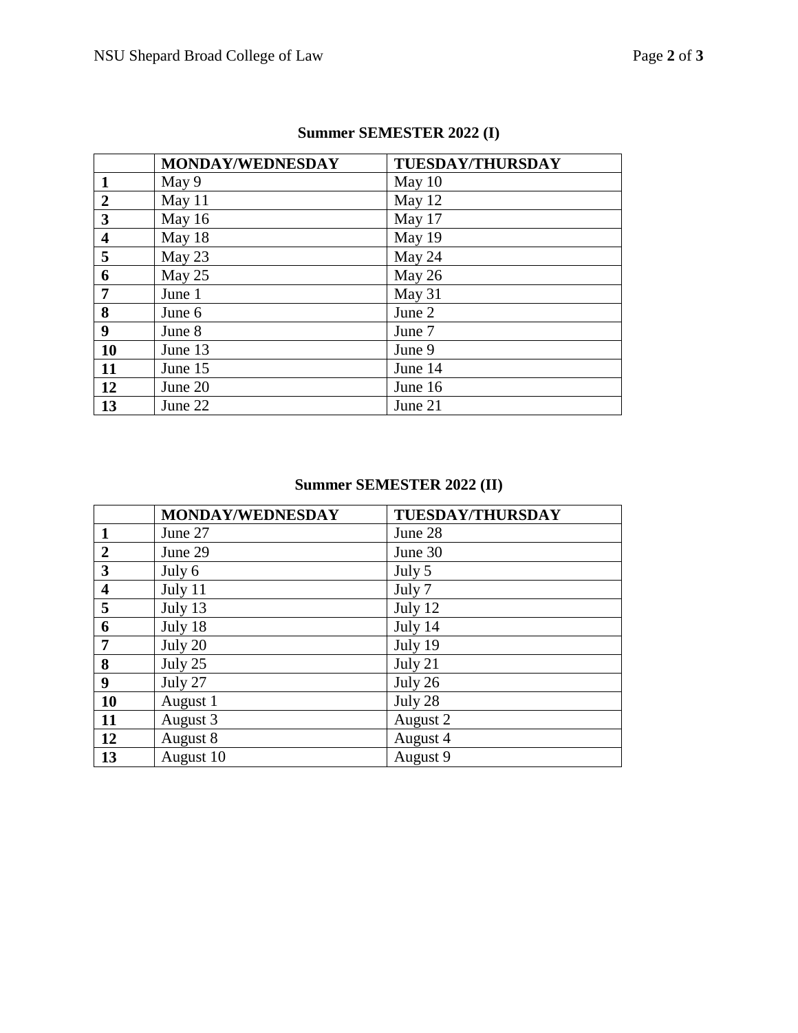## Summer SEMESTER 2022 (I)

| | MONDAY/WEDNESDAY | TUESDAY/THURSDAY |
|---|---|---|
| **1** | May 9 | May 10 |
| **2** | May 11 | May 12 |
| **3** | May 16 | May 17 |
| **4** | May 18 | May 19 |
| **5** | May 23 | May 24 |
| **6** | May 25 | May 26 |
| **7** | June 1 | May 31 |
| **8** | June 6 | June 2 |
| **9** | June 8 | June 7 |
| **10** | June 13 | June 9 |
| **11** | June 15 | June 14 |
| **12** | June 20 | June 16 |
| **13** | June 22 | June 21 |

## Summer SEMESTER 2022 (II)

| | MONDAY/WEDNESDAY | TUESDAY/THURSDAY |
|---|---|---|
| **1** | June 27 | June 28 |
| **2** | June 29 | June 30 |
| **3** | July 6 | July 5 |
| **4** | July 11 | July 7 |
| **5** | July 13 | July 12 |
| **6** | July 18 | July 14 |
| **7** | July 20 | July 19 |
| **8** | July 25 | July 21 |
| **9** | July 27 | July 26 |
| **10** | August 1 | July 28 |
| **11** | August 3 | August 2 |
| **12** | August 8 | August 4 |
| **13** | August 10 | August 9 |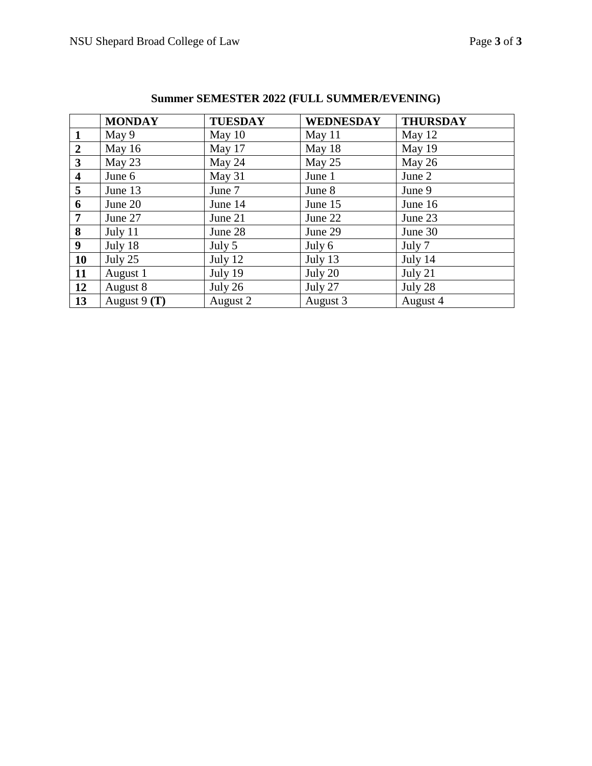**Summer SEMESTER 2022 (FULL SUMMER/EVENING)**

| | **MONDAY** | **TUESDAY** | **WEDNESDAY** | **THURSDAY** |
|---|---|---|---|---|
| **1** | May 9 | May 10 | May 11 | May 12 |
| **2** | May 16 | May 17 | May 18 | May 19 |
| **3** | May 23 | May 24 | May 25 | May 26 |
| **4** | June 6 | May 31 | June 1 | June 2 |
| **5** | June 13 | June 7 | June 8 | June 9 |
| **6** | June 20 | June 14 | June 15 | June 16 |
| **7** | June 27 | June 21 | June 22 | June 23 |
| **8** | July 11 | June 28 | June 29 | June 30 |
| **9** | July 18 | July 5 | July 6 | July 7 |
| **10** | July 25 | July 12 | July 13 | July 14 |
| **11** | August 1 | July 19 | July 20 | July 21 |
| **12** | August 8 | July 26 | July 27 | July 28 |
| **13** | August 9 **(T)** | August 2 | August 3 | August 4 |